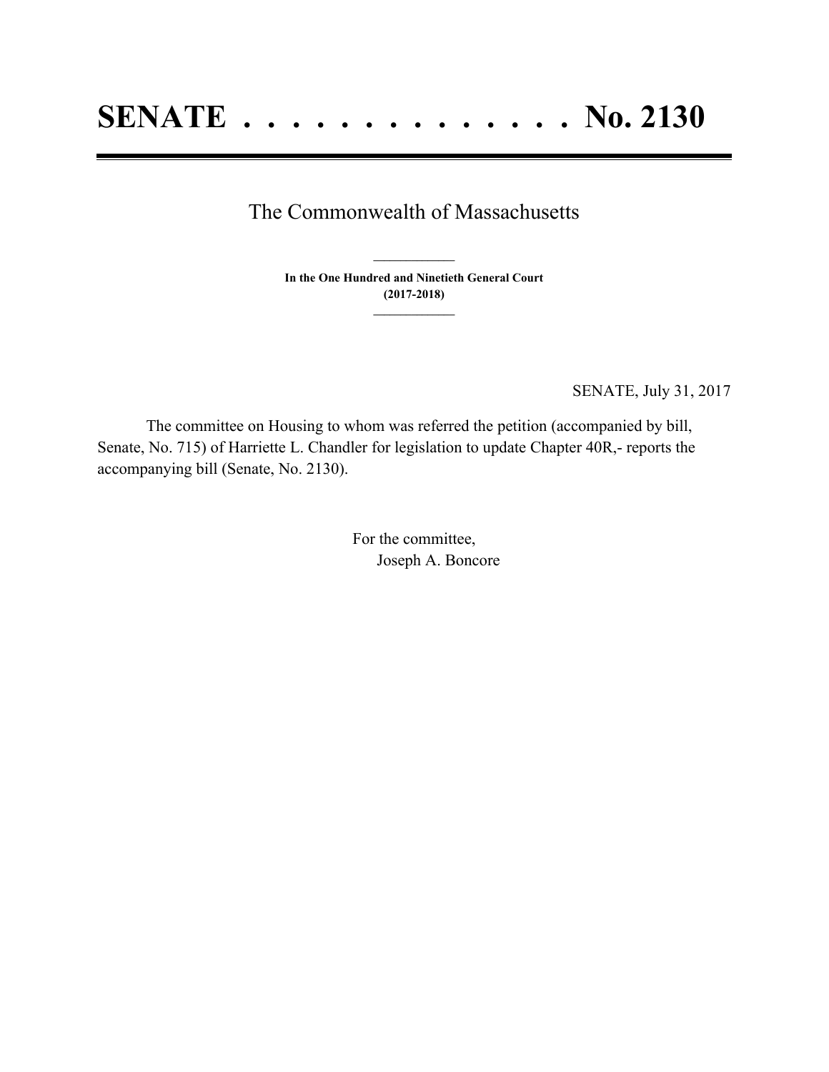# SENATE . . . . . . . . . . . . . . No. 2130

The Commonwealth of Massachusetts

**In the One Hundred and Ninetieth General Court**
**(2017-2018)**

SENATE, July 31, 2017

The committee on Housing to whom was referred the petition (accompanied by bill, Senate, No. 715) of Harriette L. Chandler for legislation to update Chapter 40R,- reports the accompanying bill (Senate, No. 2130).

For the committee,
Joseph A. Boncore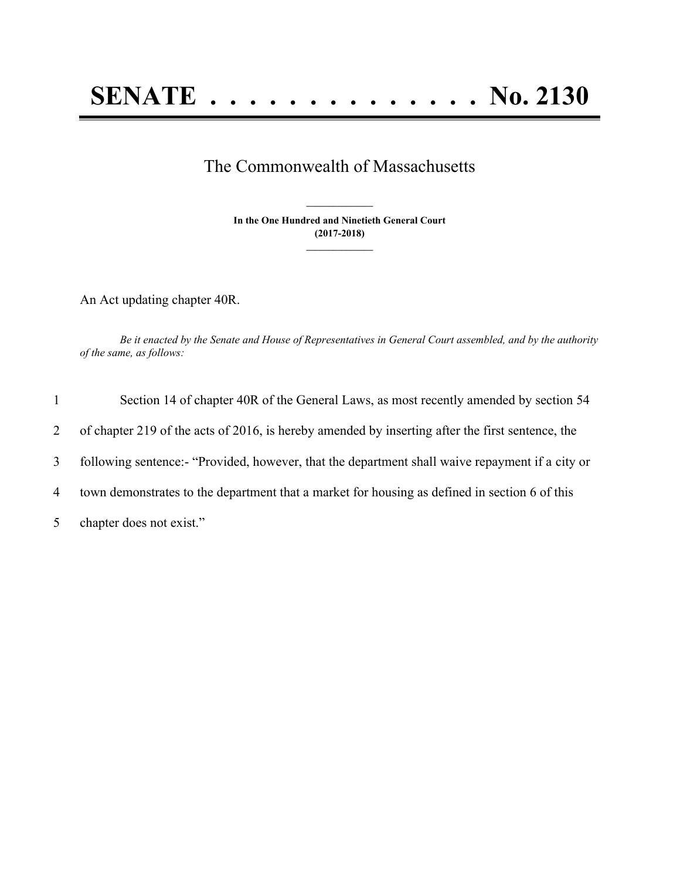# SENATE . . . . . . . . . . . . . . No. 2130

The Commonwealth of Massachusetts

**In the One Hundred and Ninetieth General Court**
**(2017-2018)**

An Act updating chapter 40R.

*Be it enacted by the Senate and House of Representatives in General Court assembled, and by the authority of the same, as follows:*

1 Section 14 of chapter 40R of the General Laws, as most recently amended by section 54
2 of chapter 219 of the acts of 2016, is hereby amended by inserting after the first sentence, the
3 following sentence:- "Provided, however, that the department shall waive repayment if a city or
4 town demonstrates to the department that a market for housing as defined in section 6 of this
5 chapter does not exist."